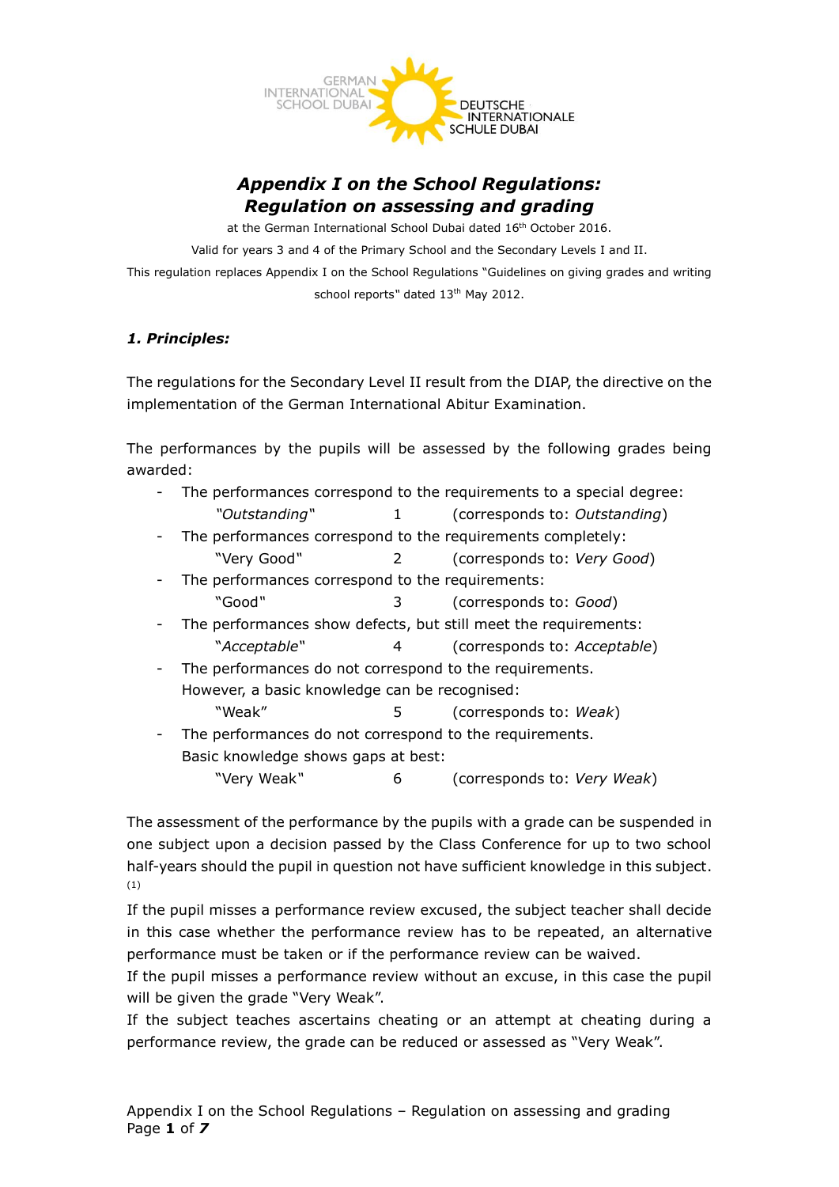# *Appendix I on the School Regulations: Regulation on assessing and grading*

at the German International School Dubai dated 16th October 2016.

Valid for years 3 and 4 of the Primary School and the Secondary Levels I and II.

This regulation replaces Appendix I on the School Regulations "Guidelines on giving grades and writing school reports" dated 13th May 2012.

## *1. Principles:*

The regulations for the Secondary Level II result from the DIAP, the directive on the implementation of the German International Abitur Examination.

The performances by the pupils will be assessed by the following grades being awarded:

- The performances correspond to the requirements to a special degree:
  *"Outstanding"* 1 (corresponds to: *Outstanding*)
- The performances correspond to the requirements completely:
  "Very Good" 2 (corresponds to: *Very Good*)
- The performances correspond to the requirements:
  "Good" 3 (corresponds to: *Good*)
- The performances show defects, but still meet the requirements:
  *"Acceptable"* 4 (corresponds to: *Acceptable*)
- The performances do not correspond to the requirements.
  However, a basic knowledge can be recognised:
  "Weak" 5 (corresponds to: *Weak*)
- The performances do not correspond to the requirements.
  Basic knowledge shows gaps at best:
  "Very Weak" 6 (corresponds to: *Very Weak*)

The assessment of the performance by the pupils with a grade can be suspended in one subject upon a decision passed by the Class Conference for up to two school half-years should the pupil in question not have sufficient knowledge in this subject. (1)

If the pupil misses a performance review excused, the subject teacher shall decide in this case whether the performance review has to be repeated, an alternative performance must be taken or if the performance review can be waived.

If the pupil misses a performance review without an excuse, in this case the pupil will be given the grade "Very Weak".

If the subject teaches ascertains cheating or an attempt at cheating during a performance review, the grade can be reduced or assessed as "Very Weak".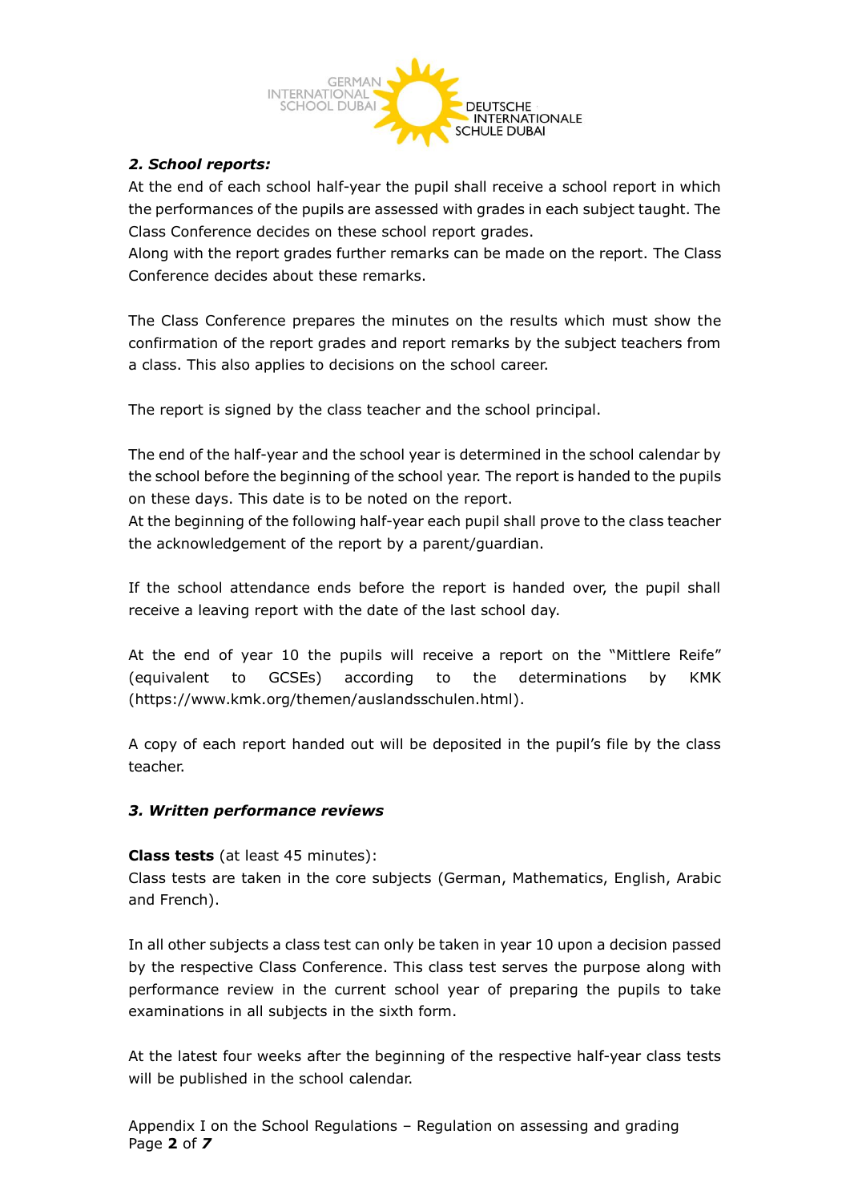### *2. School reports:*

At the end of each school half-year the pupil shall receive a school report in which the performances of the pupils are assessed with grades in each subject taught. The Class Conference decides on these school report grades.
Along with the report grades further remarks can be made on the report. The Class Conference decides about these remarks.

The Class Conference prepares the minutes on the results which must show the confirmation of the report grades and report remarks by the subject teachers from a class. This also applies to decisions on the school career.

The report is signed by the class teacher and the school principal.

The end of the half-year and the school year is determined in the school calendar by the school before the beginning of the school year. The report is handed to the pupils on these days. This date is to be noted on the report.
At the beginning of the following half-year each pupil shall prove to the class teacher the acknowledgement of the report by a parent/guardian.

If the school attendance ends before the report is handed over, the pupil shall receive a leaving report with the date of the last school day.

At the end of year 10 the pupils will receive a report on the "Mittlere Reife" (equivalent to GCSEs) according to the determinations by KMK (https://www.kmk.org/themen/auslandsschulen.html).

A copy of each report handed out will be deposited in the pupil's file by the class teacher.

### *3. Written performance reviews*

**Class tests** (at least 45 minutes):
Class tests are taken in the core subjects (German, Mathematics, English, Arabic and French).

In all other subjects a class test can only be taken in year 10 upon a decision passed by the respective Class Conference. This class test serves the purpose along with performance review in the current school year of preparing the pupils to take examinations in all subjects in the sixth form.

At the latest four weeks after the beginning of the respective half-year class tests will be published in the school calendar.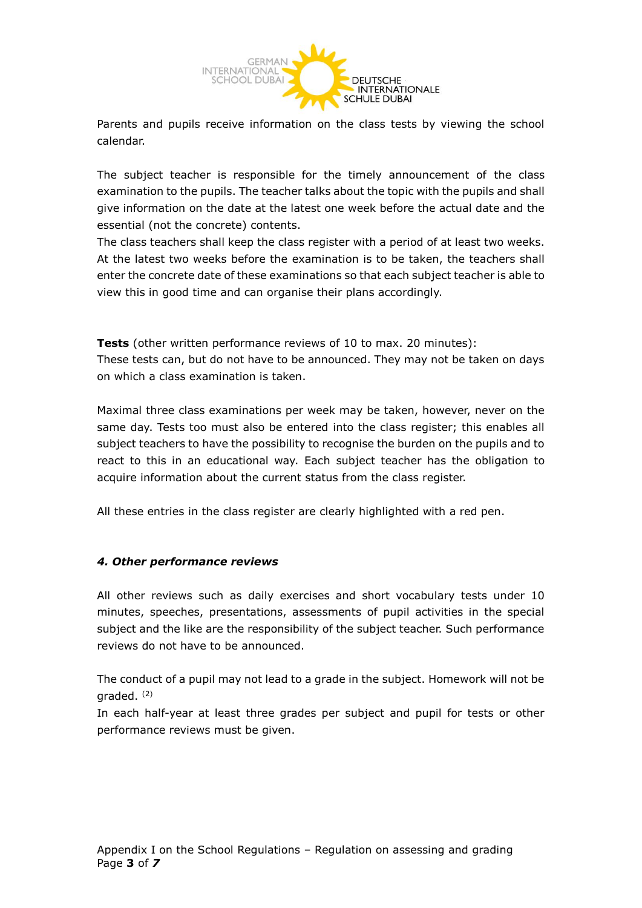Parents and pupils receive information on the class tests by viewing the school calendar.

The subject teacher is responsible for the timely announcement of the class examination to the pupils. The teacher talks about the topic with the pupils and shall give information on the date at the latest one week before the actual date and the essential (not the concrete) contents.
The class teachers shall keep the class register with a period of at least two weeks. At the latest two weeks before the examination is to be taken, the teachers shall enter the concrete date of these examinations so that each subject teacher is able to view this in good time and can organise their plans accordingly.

**Tests** (other written performance reviews of 10 to max. 20 minutes):
These tests can, but do not have to be announced. They may not be taken on days on which a class examination is taken.

Maximal three class examinations per week may be taken, however, never on the same day. Tests too must also be entered into the class register; this enables all subject teachers to have the possibility to recognise the burden on the pupils and to react to this in an educational way. Each subject teacher has the obligation to acquire information about the current status from the class register.

All these entries in the class register are clearly highlighted with a red pen.

#### ***4. Other performance reviews***

All other reviews such as daily exercises and short vocabulary tests under 10 minutes, speeches, presentations, assessments of pupil activities in the special subject and the like are the responsibility of the subject teacher. Such performance reviews do not have to be announced.

The conduct of a pupil may not lead to a grade in the subject. Homework will not be graded. [2]
In each half-year at least three grades per subject and pupil for tests or other performance reviews must be given.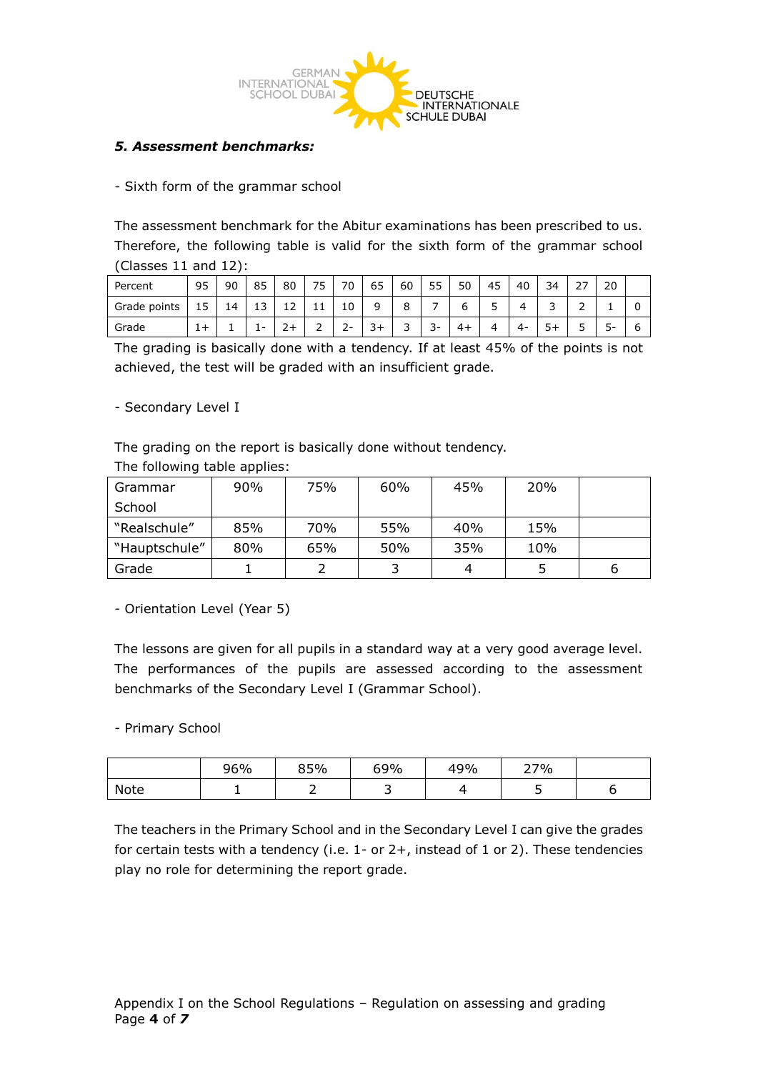***5. Assessment benchmarks:***

- Sixth form of the grammar school

The assessment benchmark for the Abitur examinations has been prescribed to us. Therefore, the following table is valid for the sixth form of the grammar school (Classes 11 and 12):

| Percent | 95 | 90 | 85 | 80 | 75 | 70 | 65 | 60 | 55 | 50 | 45 | 40 | 34 | 27 | 20 | |
|---|---|---|---|---|---|---|---|---|---|---|---|---|---|---|---|---|
| Grade points | 15 | 14 | 13 | 12 | 11 | 10 | 9 | 8 | 7 | 6 | 5 | 4 | 3 | 2 | 1 | 0 |
| Grade | 1+ | 1 | 1- | 2+ | 2 | 2- | 3+ | 3 | 3- | 4+ | 4 | 4- | 5+ | 5 | 5- | 6 |

The grading is basically done with a tendency. If at least 45% of the points is not achieved, the test will be graded with an insufficient grade.

- Secondary Level I

The grading on the report is basically done without tendency.
The following table applies:

| Grammar School | 90% | 75% | 60% | 45% | 20% | |
|---|---|---|---|---|---|---|
| "Realschule" | 85% | 70% | 55% | 40% | 15% | |
| "Hauptschule" | 80% | 65% | 50% | 35% | 10% | |
| Grade | 1 | 2 | 3 | 4 | 5 | 6 |

- Orientation Level (Year 5)

The lessons are given for all pupils in a standard way at a very good average level. The performances of the pupils are assessed according to the assessment benchmarks of the Secondary Level I (Grammar School).

- Primary School

| | 96% | 85% | 69% | 49% | 27% | |
|---|---|---|---|---|---|---|
| Note | 1 | 2 | 3 | 4 | 5 | 6 |

The teachers in the Primary School and in the Secondary Level I can give the grades for certain tests with a tendency (i.e. 1- or 2+, instead of 1 or 2). These tendencies play no role for determining the report grade.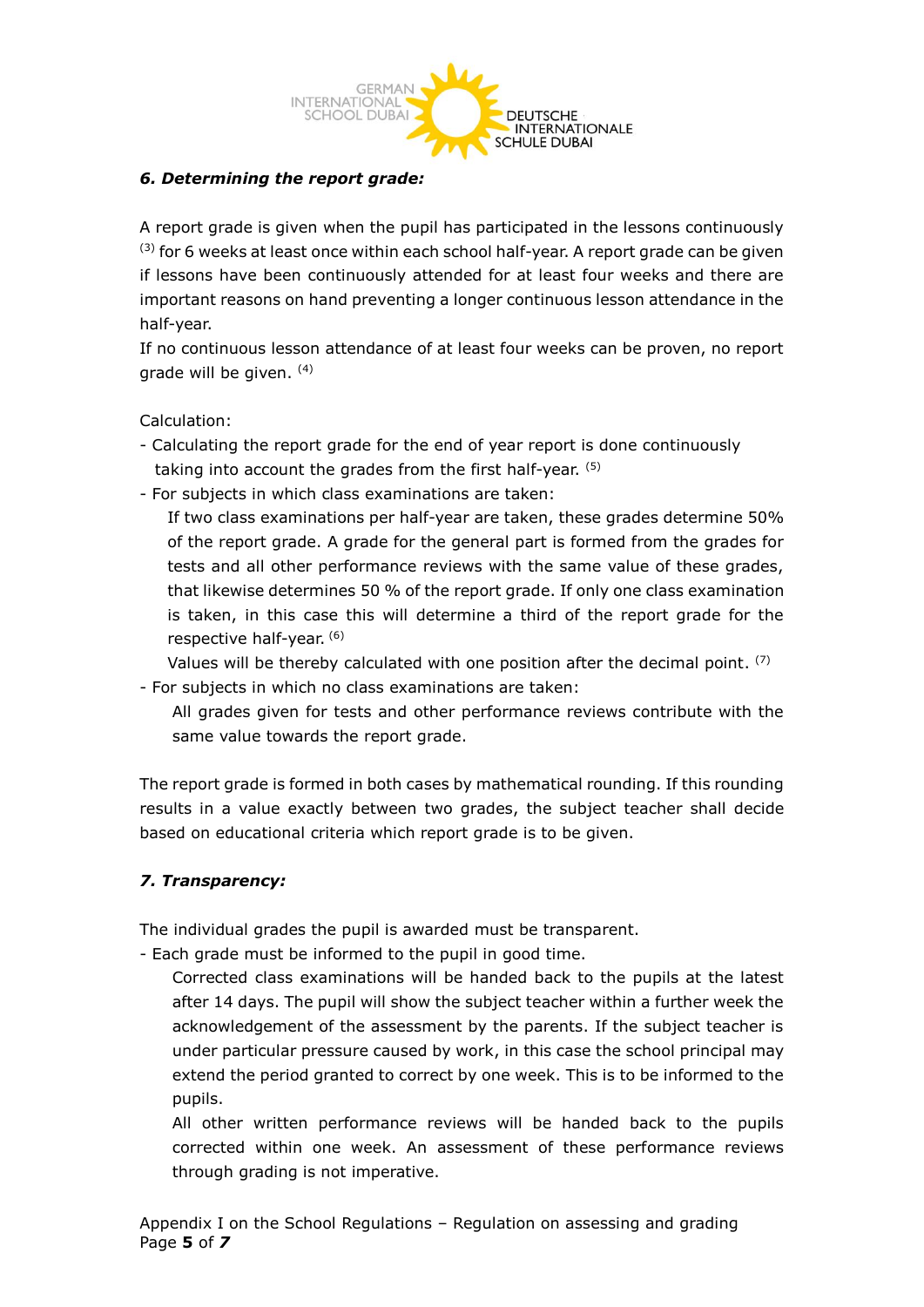### *6. Determining the report grade:*

A report grade is given when the pupil has participated in the lessons continuously [3] for 6 weeks at least once within each school half-year. A report grade can be given if lessons have been continuously attended for at least four weeks and there are important reasons on hand preventing a longer continuous lesson attendance in the half-year.
If no continuous lesson attendance of at least four weeks can be proven, no report grade will be given. [4]

Calculation:

- Calculating the report grade for the end of year report is done continuously taking into account the grades from the first half-year. [5]
- For subjects in which class examinations are taken:
  If two class examinations per half-year are taken, these grades determine 50% of the report grade. A grade for the general part is formed from the grades for tests and all other performance reviews with the same value of these grades, that likewise determines 50 % of the report grade. If only one class examination is taken, in this case this will determine a third of the report grade for the respective half-year. [6]
  Values will be thereby calculated with one position after the decimal point. [7]
- For subjects in which no class examinations are taken:
  All grades given for tests and other performance reviews contribute with the same value towards the report grade.

The report grade is formed in both cases by mathematical rounding. If this rounding results in a value exactly between two grades, the subject teacher shall decide based on educational criteria which report grade is to be given.

### *7. Transparency:*

The individual grades the pupil is awarded must be transparent.

- Each grade must be informed to the pupil in good time.
  Corrected class examinations will be handed back to the pupils at the latest after 14 days. The pupil will show the subject teacher within a further week the acknowledgement of the assessment by the parents. If the subject teacher is under particular pressure caused by work, in this case the school principal may extend the period granted to correct by one week. This is to be informed to the pupils.
  All other written performance reviews will be handed back to the pupils corrected within one week. An assessment of these performance reviews through grading is not imperative.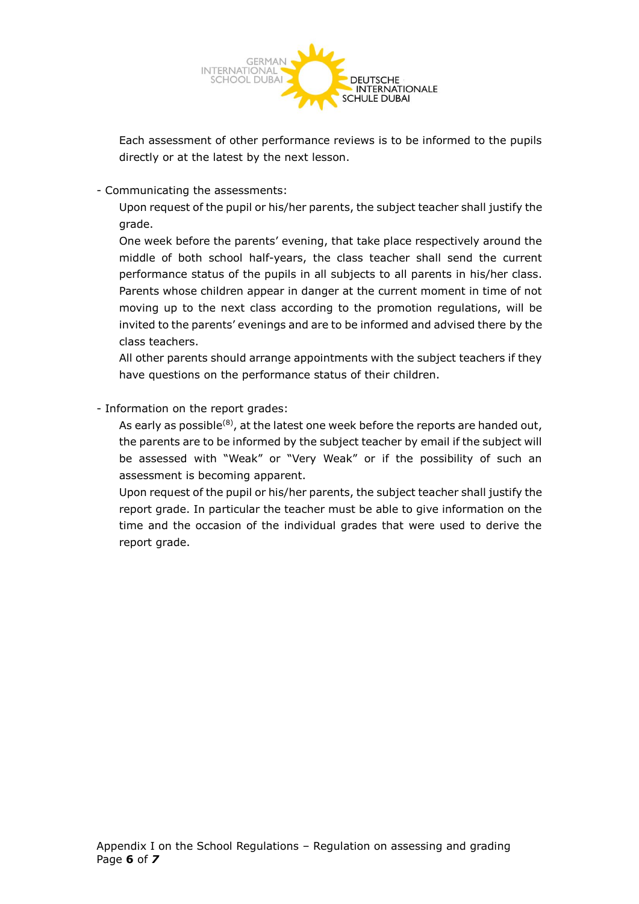Each assessment of other performance reviews is to be informed to the pupils directly or at the latest by the next lesson.

- Communicating the assessments:

  Upon request of the pupil or his/her parents, the subject teacher shall justify the grade.

  One week before the parents' evening, that take place respectively around the middle of both school half-years, the class teacher shall send the current performance status of the pupils in all subjects to all parents in his/her class. Parents whose children appear in danger at the current moment in time of not moving up to the next class according to the promotion regulations, will be invited to the parents' evenings and are to be informed and advised there by the class teachers.

  All other parents should arrange appointments with the subject teachers if they have questions on the performance status of their children.

- Information on the report grades:

  As early as possible(8), at the latest one week before the reports are handed out, the parents are to be informed by the subject teacher by email if the subject will be assessed with "Weak" or "Very Weak" or if the possibility of such an assessment is becoming apparent.

  Upon request of the pupil or his/her parents, the subject teacher shall justify the report grade. In particular the teacher must be able to give information on the time and the occasion of the individual grades that were used to derive the report grade.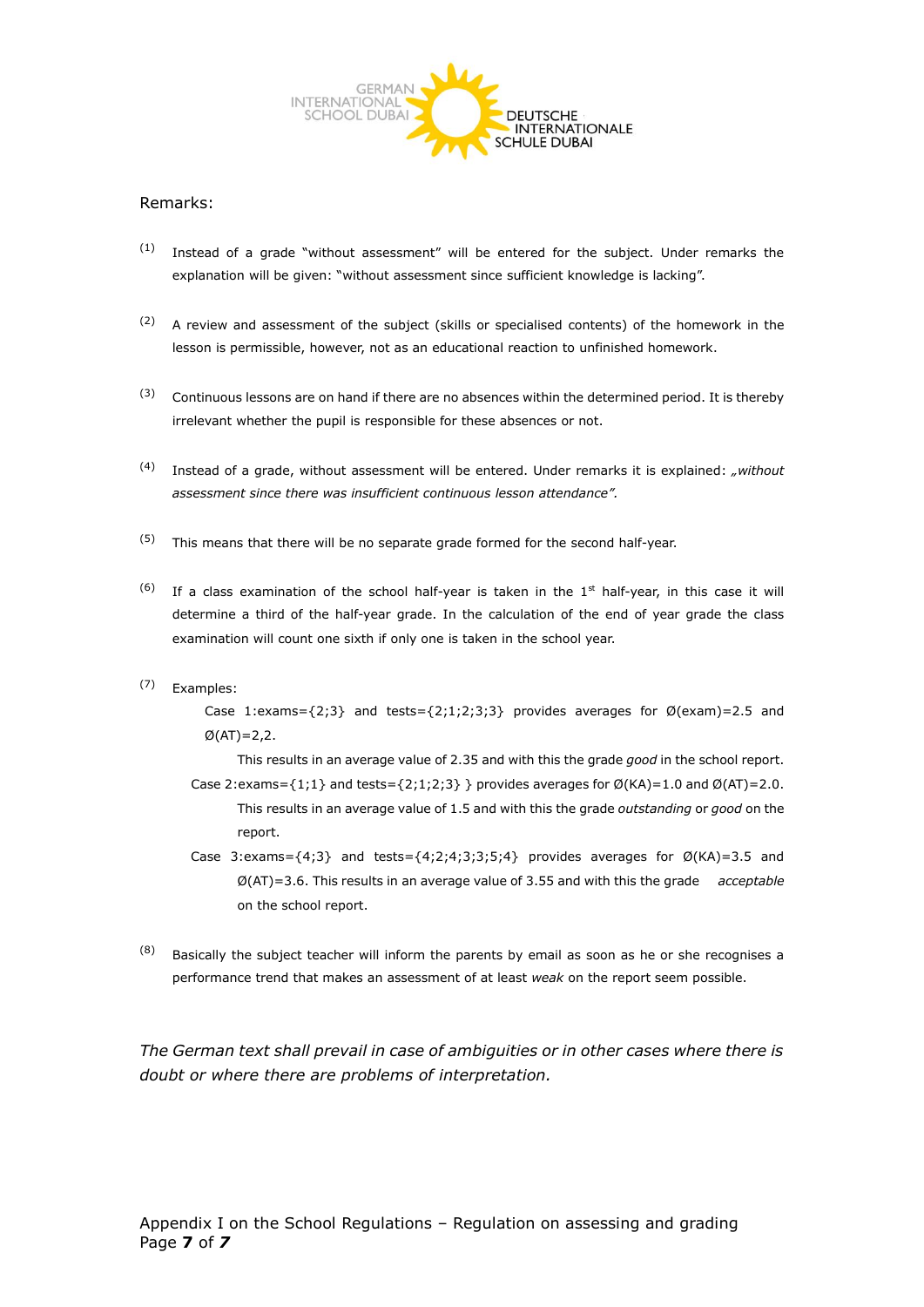Remarks:

(1) Instead of a grade "without assessment" will be entered for the subject. Under remarks the explanation will be given: "without assessment since sufficient knowledge is lacking".

(2) A review and assessment of the subject (skills or specialised contents) of the homework in the lesson is permissible, however, not as an educational reaction to unfinished homework.

(3) Continuous lessons are on hand if there are no absences within the determined period. It is thereby irrelevant whether the pupil is responsible for these absences or not.

(4) Instead of a grade, without assessment will be entered. Under remarks it is explained: *„without assessment since there was insufficient continuous lesson attendance".*

(5) This means that there will be no separate grade formed for the second half-year.

(6) If a class examination of the school half-year is taken in the 1st half-year, in this case it will determine a third of the half-year grade. In the calculation of the end of year grade the class examination will count one sixth if only one is taken in the school year.

(7) Examples:

Case 1:exams={2;3} and tests={2;1;2;3;3} provides averages for Ø(exam)=2.5 and Ø(AT)=2,2.

This results in an average value of 2.35 and with this the grade *good* in the school report.

Case 2:exams={1;1} and tests={2;1;2;3} } provides averages for Ø(KA)=1.0 and Ø(AT)=2.0. This results in an average value of 1.5 and with this the grade *outstanding* or *good* on the report.

Case 3:exams={4;3} and tests={4;2;4;3;3;5;4} provides averages for Ø(KA)=3.5 and Ø(AT)=3.6. This results in an average value of 3.55 and with this the grade *acceptable* on the school report.

(8) Basically the subject teacher will inform the parents by email as soon as he or she recognises a performance trend that makes an assessment of at least *weak* on the report seem possible.

*The German text shall prevail in case of ambiguities or in other cases where there is doubt or where there are problems of interpretation.*